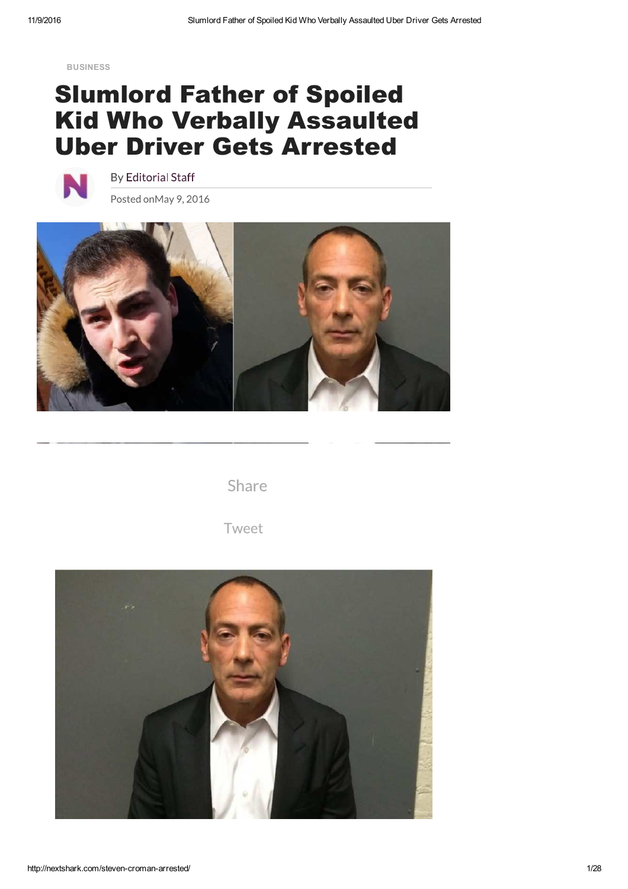BUSINESS

# Slumlord Father of Spoiled Kid Who Verbally Assaulted Uber Driver Gets Arrested

By Editorial Staff

Posted onMay 9, 2016

Share

Tweet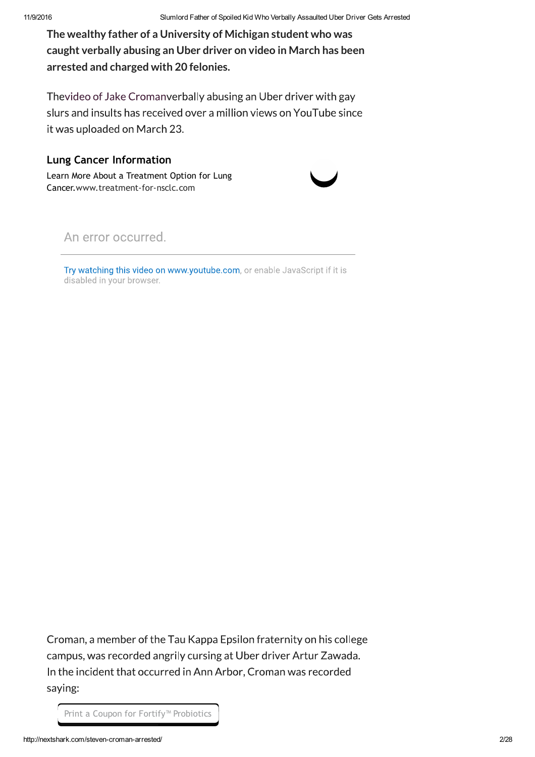**The wealthy father of a University of Michigan student who was caught verbally abusing an Uber driver on video in March has been arrested and charged with 20 felonies.**

Thevideo of Jake Cromanverbally abusing an Uber driver with gay slurs and insults has received over a million views on YouTube since it was uploaded on March 23.

**Lung Cancer Information**

Learn More About a Treatment Option for Lung Cancer.www.treatment-for-nsclc.com

An error occurred.

Try watching this video on www.youtube.com, or enable JavaScript if it is disabled in your browser.

Croman, a member of the Tau Kappa Epsilon fraternity on his college campus, was recorded angrily cursing at Uber driver Artur Zawada. In the incident that occurred in Ann Arbor, Croman was recorded saying:

Print a Coupon for Fortify™ Probiotics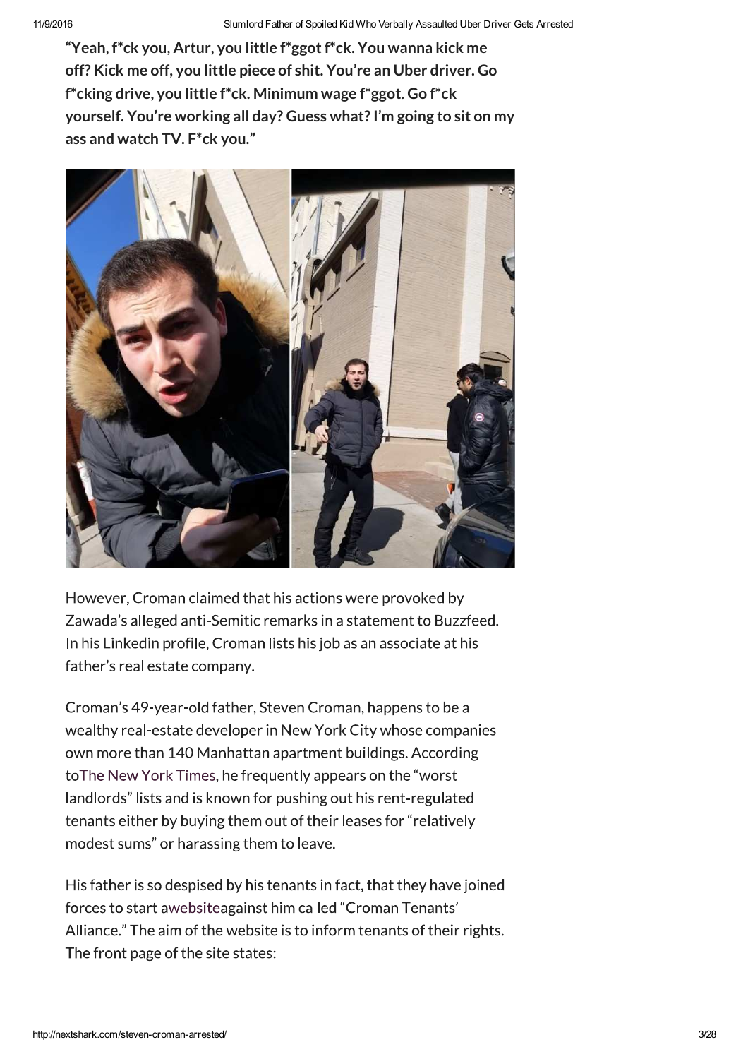**"Yeah, f*ck you, Artur, you little f*ggot f*ck. You wanna kick me off? Kick me off, you little piece of shit. You're an Uber driver. Go f*cking drive, you little f*ck. Minimum wage f*ggot. Go f*ck yourself. You're working all day? Guess what? I'm going to sit on my ass and watch TV. F*ck you."**

However, Croman claimed that his actions were provoked by Zawada's alleged anti-Semitic remarks in a statement to Buzzfeed. In his Linkedin profile, Croman lists his job as an associate at his father's real estate company.

Croman's 49-year-old father, Steven Croman, happens to be a wealthy real-estate developer in New York City whose companies own more than 140 Manhattan apartment buildings. According toThe New York Times, he frequently appears on the "worst landlords" lists and is known for pushing out his rent-regulated tenants either by buying them out of their leases for "relatively modest sums" or harassing them to leave.

His father is so despised by his tenants in fact, that they have joined forces to start awebsiteagainst him called "Croman Tenants' Alliance." The aim of the website is to inform tenants of their rights. The front page of the site states: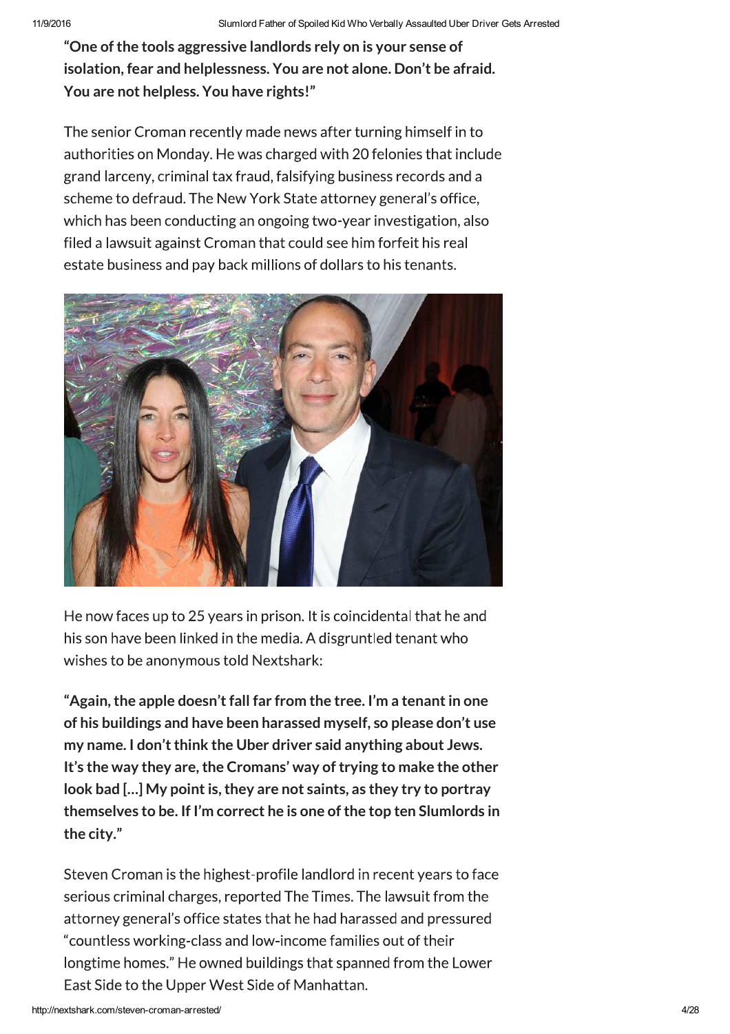**"One of the tools aggressive landlords rely on is your sense of isolation, fear and helplessness. You are not alone. Don't be afraid. You are not helpless. You have rights!"**

The senior Croman recently made news after turning himself in to authorities on Monday. He was charged with 20 felonies that include grand larceny, criminal tax fraud, falsifying business records and a scheme to defraud. The New York State attorney general's office, which has been conducting an ongoing two-year investigation, also filed a lawsuit against Croman that could see him forfeit his real estate business and pay back millions of dollars to his tenants.

He now faces up to 25 years in prison. It is coincidental that he and his son have been linked in the media. A disgruntled tenant who wishes to be anonymous told Nextshark:

**"Again, the apple doesn't fall far from the tree. I'm a tenant in one of his buildings and have been harassed myself, so please don't use my name. I don't think the Uber driver said anything about Jews. It's the way they are, the Cromans' way of trying to make the other look bad […] My point is, they are not saints, as they try to portray themselves to be. If I'm correct he is one of the top ten Slumlords in the city."**

Steven Croman is the highest-profile landlord in recent years to face serious criminal charges, reported The Times. The lawsuit from the attorney general's office states that he had harassed and pressured "countless working-class and low-income families out of their longtime homes." He owned buildings that spanned from the Lower East Side to the Upper West Side of Manhattan.